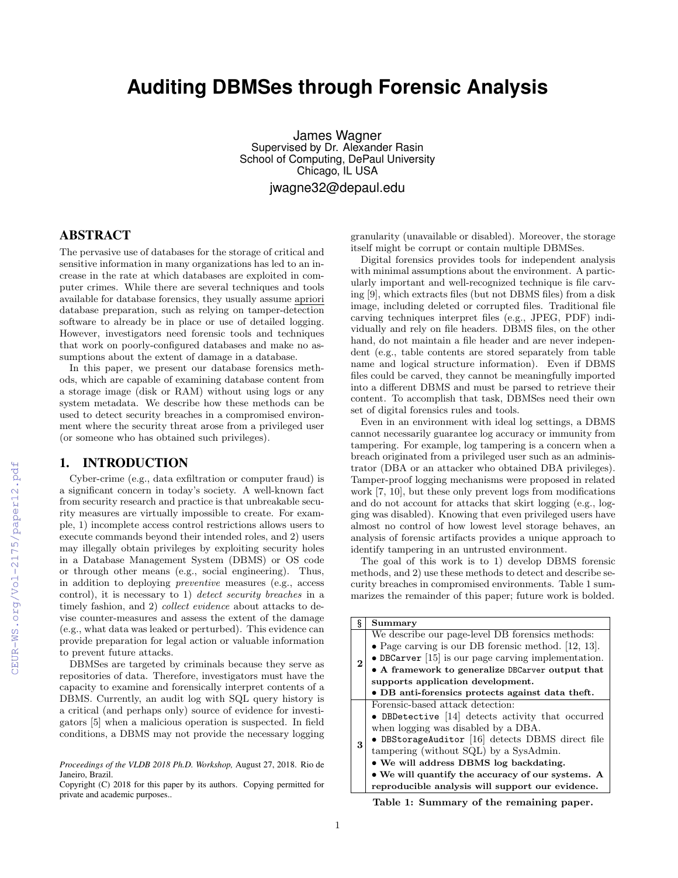# Auditing DBMSes through Forensic Analysis

James Wagner
Supervised by Dr. Alexander Rasin
School of Computing, DePaul University
Chicago, IL USA
jwagne32@depaul.edu

## ABSTRACT

The pervasive use of databases for the storage of critical and sensitive information in many organizations has led to an increase in the rate at which databases are exploited in computer crimes. While there are several techniques and tools available for database forensics, they usually assume apriori database preparation, such as relying on tamper-detection software to already be in place or use of detailed logging. However, investigators need forensic tools and techniques that work on poorly-configured databases and make no assumptions about the extent of damage in a database.

In this paper, we present our database forensics methods, which are capable of examining database content from a storage image (disk or RAM) without using logs or any system metadata. We describe how these methods can be used to detect security breaches in a compromised environment where the security threat arose from a privileged user (or someone who has obtained such privileges).

## 1. INTRODUCTION

Cyber-crime (e.g., data exfiltration or computer fraud) is a significant concern in today's society. A well-known fact from security research and practice is that unbreakable security measures are virtually impossible to create. For example, 1) incomplete access control restrictions allows users to execute commands beyond their intended roles, and 2) users may illegally obtain privileges by exploiting security holes in a Database Management System (DBMS) or OS code or through other means (e.g., social engineering). Thus, in addition to deploying *preventive* measures (e.g., access control), it is necessary to 1) *detect security breaches* in a timely fashion, and 2) *collect evidence* about attacks to devise counter-measures and assess the extent of the damage (e.g., what data was leaked or perturbed). This evidence can provide preparation for legal action or valuable information to prevent future attacks.

DBMSes are targeted by criminals because they serve as repositories of data. Therefore, investigators must have the capacity to examine and forensically interpret contents of a DBMS. Currently, an audit log with SQL query history is a critical (and perhaps only) source of evidence for investigators [5] when a malicious operation is suspected. In field conditions, a DBMS may not provide the necessary logging granularity (unavailable or disabled). Moreover, the storage itself might be corrupt or contain multiple DBMSes.

Digital forensics provides tools for independent analysis with minimal assumptions about the environment. A particularly important and well-recognized technique is file carving [9], which extracts files (but not DBMS files) from a disk image, including deleted or corrupted files. Traditional file carving techniques interpret files (e.g., JPEG, PDF) individually and rely on file headers. DBMS files, on the other hand, do not maintain a file header and are never independent (e.g., table contents are stored separately from table name and logical structure information). Even if DBMS files could be carved, they cannot be meaningfully imported into a different DBMS and must be parsed to retrieve their content. To accomplish that task, DBMSes need their own set of digital forensics rules and tools.

Even in an environment with ideal log settings, a DBMS cannot necessarily guarantee log accuracy or immunity from tampering. For example, log tampering is a concern when a breach originated from a privileged user such as an administrator (DBA or an attacker who obtained DBA privileges). Tamper-proof logging mechanisms were proposed in related work [7, 10], but these only prevent logs from modifications and do not account for attacks that skirt logging (e.g., logging was disabled). Knowing that even privileged users have almost no control of how lowest level storage behaves, an analysis of forensic artifacts provides a unique approach to identify tampering in an untrusted environment.

The goal of this work is to 1) develop DBMS forensic methods, and 2) use these methods to detect and describe security breaches in compromised environments. Table 1 summarizes the remainder of this paper; future work is bolded.

| § | Summary |
|---|---|
| **2** | We describe our page-level DB forensics methods:<br>• Page carving is our DB forensic method. [12, 13].<br>• `DBCarver` [15] is our page carving implementation.<br>• **A framework to generalize `DBCarver` output that supports application development.**<br>• **DB anti-forensics protects against data theft.** |
| **3** | Forensic-based attack detection:<br>• `DBDetective` [14] detects activity that occurred when logging was disabled by a DBA.<br>• `DBStorageAuditor` [16] detects DBMS direct file tampering (without SQL) by a SysAdmin.<br>• **We will address DBMS log backdating.**<br>• **We will quantify the accuracy of our systems. A reproducible analysis will support our evidence.** |

**Table 1: Summary of the remaining paper.**

*Proceedings of the VLDB 2018 Ph.D. Workshop,* August 27, 2018. Rio de Janeiro, Brazil.
Copyright (C) 2018 for this paper by its authors. Copying permitted for private and academic purposes..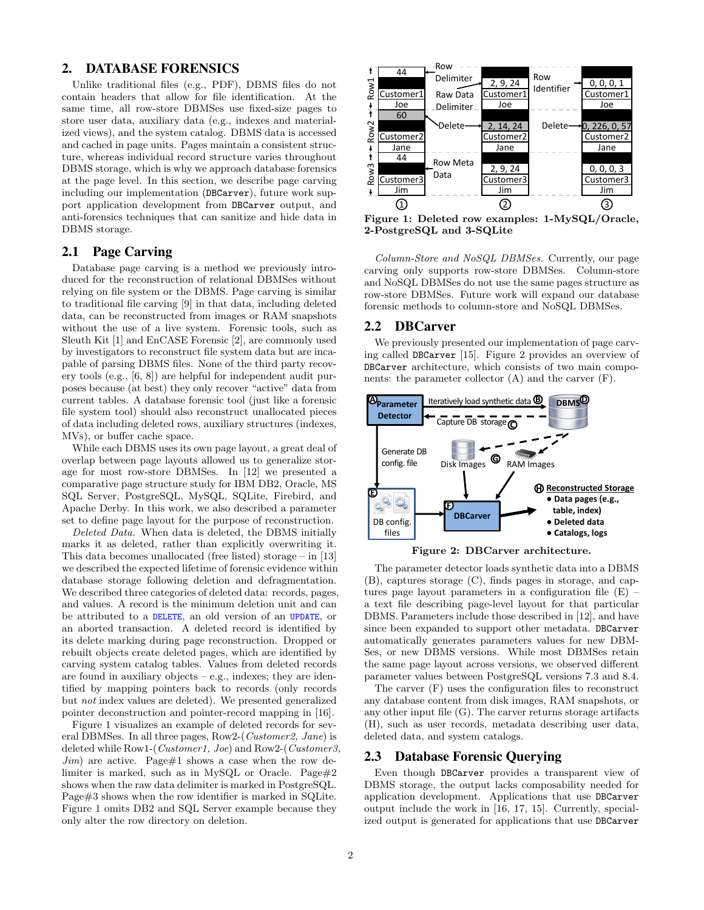## 2. DATABASE FORENSICS

Unlike traditional files (e.g., PDF), DBMS files do not contain headers that allow for file identification. At the same time, all row-store DBMSes use fixed-size pages to store user data, auxiliary data (e.g., indexes and materialized views), and the system catalog. DBMS data is accessed and cached in page units. Pages maintain a consistent structure, whereas individual record structure varies throughout DBMS storage, which is why we approach database forensics at the page level. In this section, we describe page carving including our implementation (`DBCarver`), future work support application development from `DBCarver` output, and anti-forensics techniques that can sanitize and hide data in DBMS storage.

### 2.1 Page Carving

Database page carving is a method we previously introduced for the reconstruction of relational DBMSes without relying on file system or the DBMS. Page carving is similar to traditional file carving [9] in that data, including deleted data, can be reconstructed from images or RAM snapshots without the use of a live system. Forensic tools, such as Sleuth Kit [1] and EnCASE Forensic [2], are commonly used by investigators to reconstruct file system data but are incapable of parsing DBMS files. None of the third party recovery tools (e.g., [6, 8]) are helpful for independent audit purposes because (at best) they only recover "active" data from current tables. A database forensic tool (just like a forensic file system tool) should also reconstruct unallocated pieces of data including deleted rows, auxiliary structures (indexes, MVs), or buffer cache space.

While each DBMS uses its own page layout, a great deal of overlap between page layouts allowed us to generalize storage for most row-store DBMSes. In [12] we presented a comparative page structure study for IBM DB2, Oracle, MS SQL Server, PostgreSQL, MySQL, SQLite, Firebird, and Apache Derby. In this work, we also described a parameter set to define page layout for the purpose of reconstruction.

*Deleted Data.* When data is deleted, the DBMS initially marks it as deleted, rather than explicitly overwriting it. This data becomes unallocated (free listed) storage – in [13] we described the expected lifetime of forensic evidence within database storage following deletion and defragmentation. We described three categories of deleted data: records, pages, and values. A record is the minimum deletion unit and can be attributed to a `DELETE`, an old version of an `UPDATE`, or an aborted transaction. A deleted record is identified by its delete marking during page reconstruction. Dropped or rebuilt objects create deleted pages, which are identified by carving system catalog tables. Values from deleted records are found in auxiliary objects – e.g., indexes; they are identified by mapping pointers back to records (only records but *not* index values are deleted). We presented generalized pointer deconstruction and pointer-record mapping in [16].

Figure 1 visualizes an example of deleted records for several DBMSes. In all three pages, Row2-(*Customer2, Jane*) is deleted while Row1-(*Customer1, Joe*) and Row2-(*Customer3, Jim*) are active. Page#1 shows a case when the row delimiter is marked, such as in MySQL or Oracle. Page#2 shows when the raw data delimiter is marked in PostgreSQL. Page#3 shows when the row identifier is marked in SQLite. Figure 1 omits DB2 and SQL Server example because they only alter the row directory on deletion.

Row1
Row2
Row3
44
Customer1
Joe
60
Customer2
Jane
44
Customer3
Jim
Row Delimiter
Raw Data Delimiter
Delete
Row Meta Data
2, 9, 24
Customer1
Joe
2, 14, 24
Customer2
Jane
2, 9, 24
Customer3
Jim
Row Identifier
Delete
0, 0, 0, 1
Customer1
Joe
0, 226, 0, 57
Customer2
Jane
0, 0, 0, 3
Customer3
Jim
① ② ③

**Figure 1: Deleted row examples: 1-MySQL/Oracle, 2-PostgreSQL and 3-SQLite**

*Column-Store and NoSQL DBMSes.* Currently, our page carving only supports row-store DBMSes. Column-store and NoSQL DBMSes do not use the same pages structure as row-store DBMSes. Future work will expand our database forensic methods to column-store and NoSQL DBMSes.

### 2.2 DBCarver

We previously presented our implementation of page carving called `DBCarver` [15]. Figure 2 provides an overview of `DBCarver` architecture, which consists of two main components: the parameter collector (A) and the carver (F).

A Parameter Detector
Iteratively load synthetic data B
DBMS D
Capture DB storage C
Generate DB config. file
Disk Images
G
RAM Images
E DB config. files
F DBCarver
H Reconstructed Storage
- Data pages (e.g., table, index)
- Deleted data
- Catalogs, logs

**Figure 2: DBCarver architecture.**

The parameter detector loads synthetic data into a DBMS (B), captures storage (C), finds pages in storage, and captures page layout parameters in a configuration file (E) – a text file describing page-level layout for that particular DBMS. Parameters include those described in [12], and have since been expanded to support other metadata. `DBCarver` automatically generates parameters values for new DBMSes, or new DBMS versions. While most DBMSes retain the same page layout across versions, we observed different parameter values between PostgreSQL versions 7.3 and 8.4.

The carver (F) uses the configuration files to reconstruct any database content from disk images, RAM snapshots, or any other input file (G). The carver returns storage artifacts (H), such as user records, metadata describing user data, deleted data, and system catalogs.

### 2.3 Database Forensic Querying

Even though `DBCarver` provides a transparent view of DBMS storage, the output lacks composability needed for application development. Applications that use `DBCarver` output include the work in [16, 17, 15]. Currently, specialized output is generated for applications that use `DBCarver`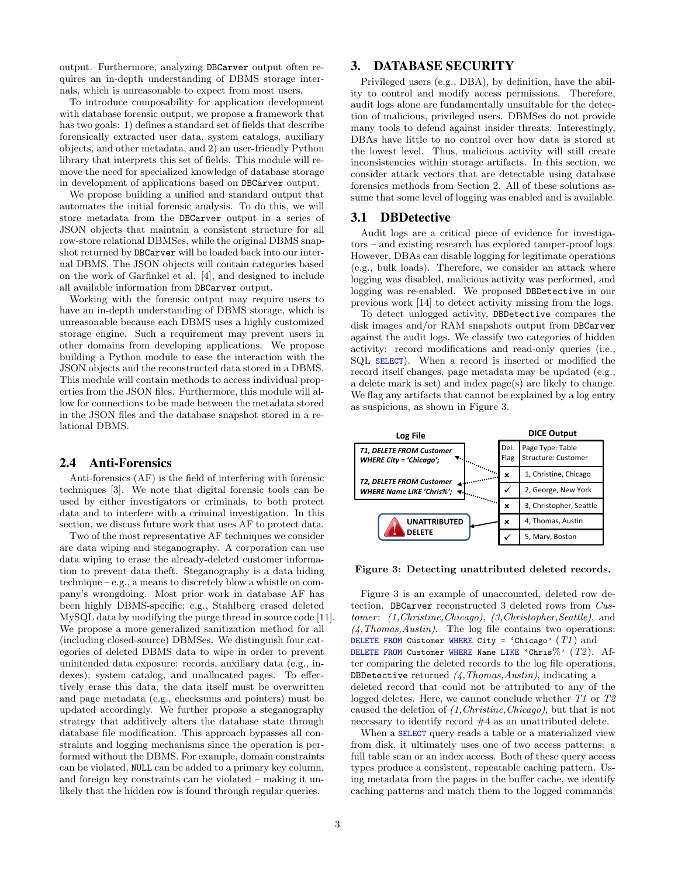output. Furthermore, analyzing DBCarver output often requires an in-depth understanding of DBMS storage internals, which is unreasonable to expect from most users.

To introduce composability for application development with database forensic output, we propose a framework that has two goals: 1) defines a standard set of fields that describe forensically extracted user data, system catalogs, auxiliary objects, and other metadata, and 2) an user-friendly Python library that interprets this set of fields. This module will remove the need for specialized knowledge of database storage in development of applications based on DBCarver output.

We propose building a unified and standard output that automates the initial forensic analysis. To do this, we will store metadata from the DBCarver output in a series of JSON objects that maintain a consistent structure for all row-store relational DBMSes, while the original DBMS snapshot returned by DBCarver will be loaded back into our internal DBMS. The JSON objects will contain categories based on the work of Garfinkel et al. [4], and designed to include all available information from DBCarver output.

Working with the forensic output may require users to have an in-depth understanding of DBMS storage, which is unreasonable because each DBMS uses a highly customized storage engine. Such a requirement may prevent users in other domains from developing applications. We propose building a Python module to ease the interaction with the JSON objects and the reconstructed data stored in a DBMS. This module will contain methods to access individual properties from the JSON files. Furthermore, this module will allow for connections to be made between the metadata stored in the JSON files and the database snapshot stored in a relational DBMS.

## 2.4 Anti-Forensics

Anti-forensics (AF) is the field of interfering with forensic techniques [3]. We note that digital forensic tools can be used by either investigators or criminals, to both protect data and to interfere with a criminal investigation. In this section, we discuss future work that uses AF to protect data.

Two of the most representative AF techniques we consider are data wiping and steganography. A corporation can use data wiping to erase the already-deleted customer information to prevent data theft. Steganography is a data hiding technique – e.g., a means to discretely blow a whistle on company's wrongdoing. Most prior work in database AF has been highly DBMS-specific; e.g., Stahlberg erased deleted MySQL data by modifying the purge thread in source code [11]. We propose a more generalized sanitization method for all (including closed-source) DBMSes. We distinguish four categories of deleted DBMS data to wipe in order to prevent unintended data exposure: records, auxiliary data (e.g., indexes), system catalog, and unallocated pages. To effectively erase this data, the data itself must be overwritten and page metadata (e.g., checksums and pointers) must be updated accordingly. We further propose a steganography strategy that additively alters the database state through database file modification. This approach bypasses all constraints and logging mechanisms since the operation is performed without the DBMS. For example, domain constraints can be violated, NULL can be added to a primary key column, and foreign key constraints can be violated – making it unlikely that the hidden row is found through regular queries.

# 3. DATABASE SECURITY

Privileged users (e.g., DBA), by definition, have the ability to control and modify access permissions. Therefore, audit logs alone are fundamentally unsuitable for the detection of malicious, privileged users. DBMSes do not provide many tools to defend against insider threats. Interestingly, DBAs have little to no control over how data is stored at the lowest level. Thus, malicious activity will still create inconsistencies within storage artifacts. In this section, we consider attack vectors that are detectable using database forensics methods from Section 2. All of these solutions assume that some level of logging was enabled and is available.

## 3.1 DBDetective

Audit logs are a critical piece of evidence for investigators – and existing research has explored tamper-proof logs. However, DBAs can disable logging for legitimate operations (e.g., bulk loads). Therefore, we consider an attack where logging was disabled, malicious activity was performed, and logging was re-enabled. We proposed DBDetective in our previous work [14] to detect activity missing from the logs.

To detect unlogged activity, DBDetective compares the disk images and/or RAM snapshots output from DBCarver against the audit logs. We classify two categories of hidden activity: record modifications and read-only queries (i.e., SQL SELECT). When a record is inserted or modified the record itself changes, page metadata may be updated (e.g., a delete mark is set) and index page(s) are likely to change. We flag any artifacts that cannot be explained by a log entry as suspicious, as shown in Figure 3.

Log File

T1, DELETE FROM Customer WHERE City = 'Chicago';

T2, DELETE FROM Customer WHERE Name LIKE 'Chris%';

UNATTRIBUTED DELETE

DICE Output

| Del. Flag | Page Type: Table Structure: Customer |
|---|---|
| ✗ | 1, Christine, Chicago |
| ✓ | 2, George, New York |
| ✗ | 3, Christopher, Seattle |
| ✗ | 4, Thomas, Austin |
| ✓ | 5, Mary, Boston |

**Figure 3: Detecting unattributed deleted records.**

Figure 3 is an example of unaccounted, deleted row detection. DBCarver reconstructed 3 deleted rows from *Customer*: *(1,Christine,Chicago)*, *(3,Christopher,Seattle)*, and *(4,Thomas,Austin)*. The log file contains two operations: `DELETE FROM Customer WHERE City = 'Chicago'` (*T1*) and `DELETE FROM Customer WHERE Name LIKE 'Chris%'` (*T2*). After comparing the deleted records to the log file operations, DBDetective returned *(4,Thomas,Austin)*, indicating a deleted record that could not be attributed to any of the logged deletes. Here, we cannot conclude whether *T1* or *T2* caused the deletion of *(1,Christine,Chicago)*, but that is not necessary to identify record #4 as an unattributed delete.

When a SELECT query reads a table or a materialized view from disk, it ultimately uses one of two access patterns: a full table scan or an index access. Both of these query access types produce a consistent, repeatable caching pattern. Using metadata from the pages in the buffer cache, we identify caching patterns and match them to the logged commands.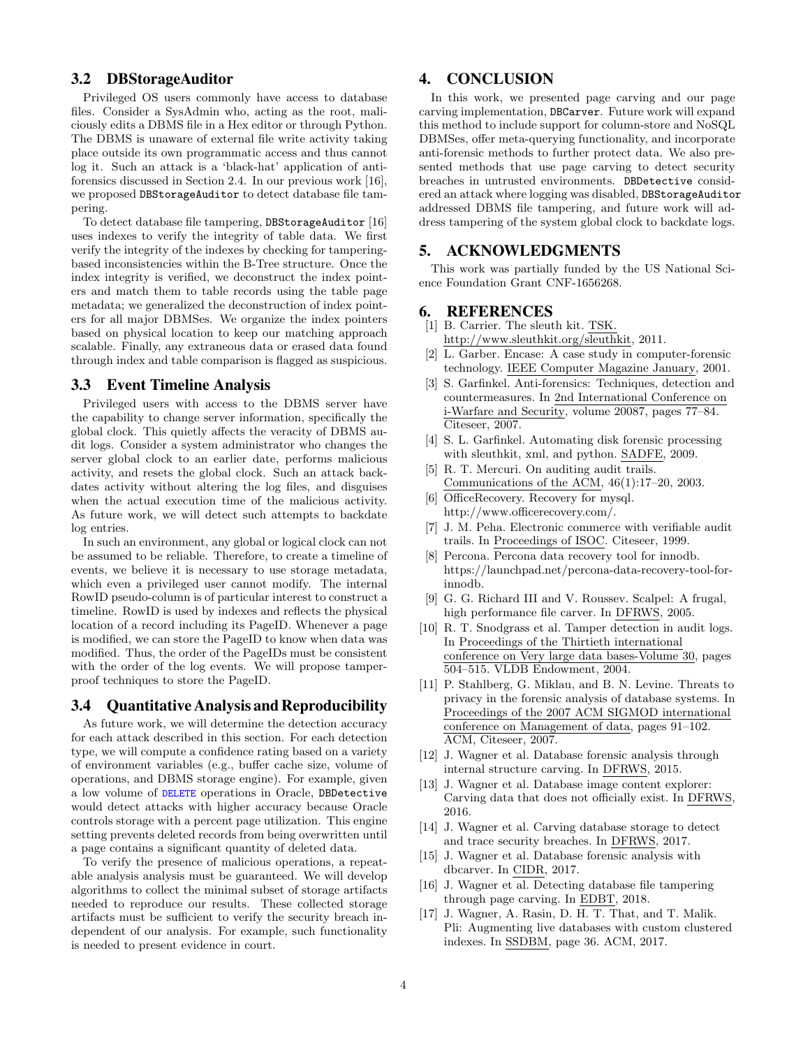## 3.2 DBStorageAuditor

Privileged OS users commonly have access to database files. Consider a SysAdmin who, acting as the root, maliciously edits a DBMS file in a Hex editor or through Python. The DBMS is unaware of external file write activity taking place outside its own programmatic access and thus cannot log it. Such an attack is a 'black-hat' application of anti-forensics discussed in Section 2.4. In our previous work [16], we proposed DBStorageAuditor to detect database file tampering.

To detect database file tampering, DBStorageAuditor [16] uses indexes to verify the integrity of table data. We first verify the integrity of the indexes by checking for tampering-based inconsistencies within the B-Tree structure. Once the index integrity is verified, we deconstruct the index pointers and match them to table records using the table page metadata; we generalized the deconstruction of index pointers for all major DBMSes. We organize the index pointers based on physical location to keep our matching approach scalable. Finally, any extraneous data or erased data found through index and table comparison is flagged as suspicious.

## 3.3 Event Timeline Analysis

Privileged users with access to the DBMS server have the capability to change server information, specifically the global clock. This quietly affects the veracity of DBMS audit logs. Consider a system administrator who changes the server global clock to an earlier date, performs malicious activity, and resets the global clock. Such an attack backdates activity without altering the log files, and disguises when the actual execution time of the malicious activity. As future work, we will detect such attempts to backdate log entries.

In such an environment, any global or logical clock can not be assumed to be reliable. Therefore, to create a timeline of events, we believe it is necessary to use storage metadata, which even a privileged user cannot modify. The internal RowID pseudo-column is of particular interest to construct a timeline. RowID is used by indexes and reflects the physical location of a record including its PageID. Whenever a page is modified, we can store the PageID to know when data was modified. Thus, the order of the PageIDs must be consistent with the order of the log events. We will propose tamper-proof techniques to store the PageID.

## 3.4 Quantitative Analysis and Reproducibility

As future work, we will determine the detection accuracy for each attack described in this section. For each detection type, we will compute a confidence rating based on a variety of environment variables (e.g., buffer cache size, volume of operations, and DBMS storage engine). For example, given a low volume of DELETE operations in Oracle, DBDetective would detect attacks with higher accuracy because Oracle controls storage with a percent page utilization. This engine setting prevents deleted records from being overwritten until a page contains a significant quantity of deleted data.

To verify the presence of malicious operations, a repeatable analysis analysis must be guaranteed. We will develop algorithms to collect the minimal subset of storage artifacts needed to reproduce our results. These collected storage artifacts must be sufficient to verify the security breach independent of our analysis. For example, such functionality is needed to present evidence in court.

# 4. CONCLUSION

In this work, we presented page carving and our page carving implementation, DBCarver. Future work will expand this method to include support for column-store and NoSQL DBMSes, offer meta-querying functionality, and incorporate anti-forensic methods to further protect data. We also presented methods that use page carving to detect security breaches in untrusted environments. DBDetective considered an attack where logging was disabled, DBStorageAuditor addressed DBMS file tampering, and future work will address tampering of the system global clock to backdate logs.

# 5. ACKNOWLEDGMENTS

This work was partially funded by the US National Science Foundation Grant CNF-1656268.

# 6. REFERENCES

[1] B. Carrier. The sleuth kit. TSK. http://www.sleuthkit.org/sleuthkit, 2011.

[2] L. Garber. Encase: A case study in computer-forensic technology. IEEE Computer Magazine January, 2001.

[3] S. Garfinkel. Anti-forensics: Techniques, detection and countermeasures. In 2nd International Conference on i-Warfare and Security, volume 20087, pages 77–84. Citeseer, 2007.

[4] S. L. Garfinkel. Automating disk forensic processing with sleuthkit, xml, and python. SADFE, 2009.

[5] R. T. Mercuri. On auditing audit trails. Communications of the ACM, 46(1):17–20, 2003.

[6] OfficeRecovery. Recovery for mysql. http://www.officerecovery.com/.

[7] J. M. Peha. Electronic commerce with verifiable audit trails. In Proceedings of ISOC. Citeseer, 1999.

[8] Percona. Percona data recovery tool for innodb. https://launchpad.net/percona-data-recovery-tool-for-innodb.

[9] G. G. Richard III and V. Roussev. Scalpel: A frugal, high performance file carver. In DFRWS, 2005.

[10] R. T. Snodgrass et al. Tamper detection in audit logs. In Proceedings of the Thirtieth international conference on Very large data bases-Volume 30, pages 504–515. VLDB Endowment, 2004.

[11] P. Stahlberg, G. Miklau, and B. N. Levine. Threats to privacy in the forensic analysis of database systems. In Proceedings of the 2007 ACM SIGMOD international conference on Management of data, pages 91–102. ACM, Citeseer, 2007.

[12] J. Wagner et al. Database forensic analysis through internal structure carving. In DFRWS, 2015.

[13] J. Wagner et al. Database image content explorer: Carving data that does not officially exist. In DFRWS, 2016.

[14] J. Wagner et al. Carving database storage to detect and trace security breaches. In DFRWS, 2017.

[15] J. Wagner et al. Database forensic analysis with dbcarver. In CIDR, 2017.

[16] J. Wagner et al. Detecting database file tampering through page carving. In EDBT, 2018.

[17] J. Wagner, A. Rasin, D. H. T. That, and T. Malik. Pli: Augmenting live databases with custom clustered indexes. In SSDBM, page 36. ACM, 2017.